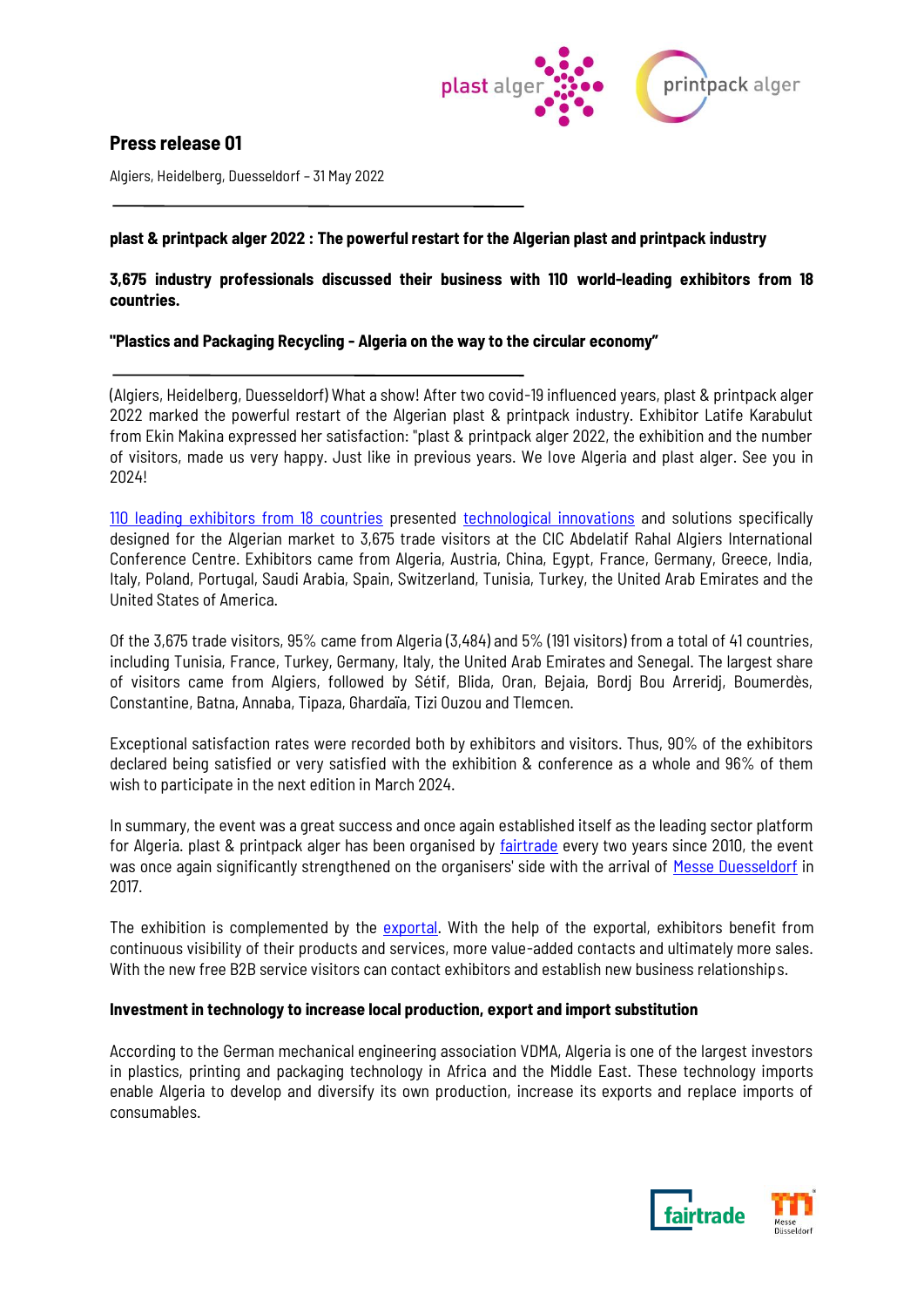# Press release 01

Algiers, Heidelberg, Duesseldorf – 31 May 2022

---

**plast & printpack alger 2022 : The powerful restart for the Algerian plast and printpack industry**

**3,675 industry professionals discussed their business with 110 world-leading exhibitors from 18 countries.**

**"Plastics and Packaging Recycling - Algeria on the way to the circular economy"**

---

(Algiers, Heidelberg, Duesseldorf) What a show! After two covid-19 influenced years, plast & printpack alger 2022 marked the powerful restart of the Algerian plast & printpack industry. Exhibitor Latife Karabulut from Ekin Makina expressed her satisfaction: "plast & printpack alger 2022, the exhibition and the number of visitors, made us very happy. Just like in previous years. We love Algeria and plast alger. See you in 2024!

110 leading exhibitors from 18 countries presented technological innovations and solutions specifically designed for the Algerian market to 3,675 trade visitors at the CIC Abdelatif Rahal Algiers International Conference Centre. Exhibitors came from Algeria, Austria, China, Egypt, France, Germany, Greece, India, Italy, Poland, Portugal, Saudi Arabia, Spain, Switzerland, Tunisia, Turkey, the United Arab Emirates and the United States of America.

Of the 3,675 trade visitors, 95% came from Algeria (3,484) and 5% (191 visitors) from a total of 41 countries, including Tunisia, France, Turkey, Germany, Italy, the United Arab Emirates and Senegal. The largest share of visitors came from Algiers, followed by Sétif, Blida, Oran, Bejaia, Bordj Bou Arreridj, Boumerdès, Constantine, Batna, Annaba, Tipaza, Ghardaïa, Tizi Ouzou and Tlemcen.

Exceptional satisfaction rates were recorded both by exhibitors and visitors. Thus, 90% of the exhibitors declared being satisfied or very satisfied with the exhibition & conference as a whole and 96% of them wish to participate in the next edition in March 2024.

In summary, the event was a great success and once again established itself as the leading sector platform for Algeria. plast & printpack alger has been organised by fairtrade every two years since 2010, the event was once again significantly strengthened on the organisers' side with the arrival of Messe Duesseldorf in 2017.

The exhibition is complemented by the exportal. With the help of the exportal, exhibitors benefit from continuous visibility of their products and services, more value-added contacts and ultimately more sales. With the new free B2B service visitors can contact exhibitors and establish new business relationships.

**Investment in technology to increase local production, export and import substitution**

According to the German mechanical engineering association VDMA, Algeria is one of the largest investors in plastics, printing and packaging technology in Africa and the Middle East. These technology imports enable Algeria to develop and diversify its own production, increase its exports and replace imports of consumables.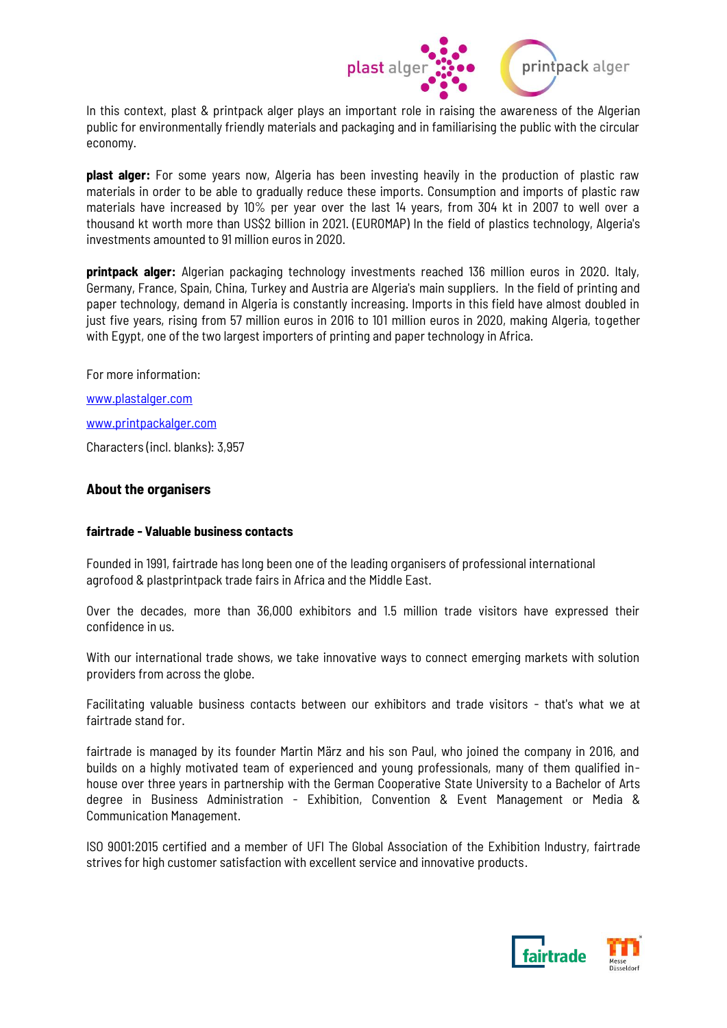In this context, plast & printpack alger plays an important role in raising the awareness of the Algerian public for environmentally friendly materials and packaging and in familiarising the public with the circular economy.

**plast alger:** For some years now, Algeria has been investing heavily in the production of plastic raw materials in order to be able to gradually reduce these imports. Consumption and imports of plastic raw materials have increased by 10% per year over the last 14 years, from 304 kt in 2007 to well over a thousand kt worth more than US$2 billion in 2021. (EUROMAP) In the field of plastics technology, Algeria's investments amounted to 91 million euros in 2020.

**printpack alger:** Algerian packaging technology investments reached 136 million euros in 2020. Italy, Germany, France, Spain, China, Turkey and Austria are Algeria's main suppliers. In the field of printing and paper technology, demand in Algeria is constantly increasing. Imports in this field have almost doubled in just five years, rising from 57 million euros in 2016 to 101 million euros in 2020, making Algeria, together with Egypt, one of the two largest importers of printing and paper technology in Africa.

For more information:

www.plastalger.com

www.printpackalger.com

Characters (incl. blanks): 3,957

## About the organisers

### fairtrade - Valuable business contacts

Founded in 1991, fairtrade has long been one of the leading organisers of professional international agrofood & plastprintpack trade fairs in Africa and the Middle East.

Over the decades, more than 36,000 exhibitors and 1.5 million trade visitors have expressed their confidence in us.

With our international trade shows, we take innovative ways to connect emerging markets with solution providers from across the globe.

Facilitating valuable business contacts between our exhibitors and trade visitors - that's what we at fairtrade stand for.

fairtrade is managed by its founder Martin März and his son Paul, who joined the company in 2016, and builds on a highly motivated team of experienced and young professionals, many of them qualified in-house over three years in partnership with the German Cooperative State University to a Bachelor of Arts degree in Business Administration - Exhibition, Convention & Event Management or Media & Communication Management.

ISO 9001:2015 certified and a member of UFI The Global Association of the Exhibition Industry, fairtrade strives for high customer satisfaction with excellent service and innovative products.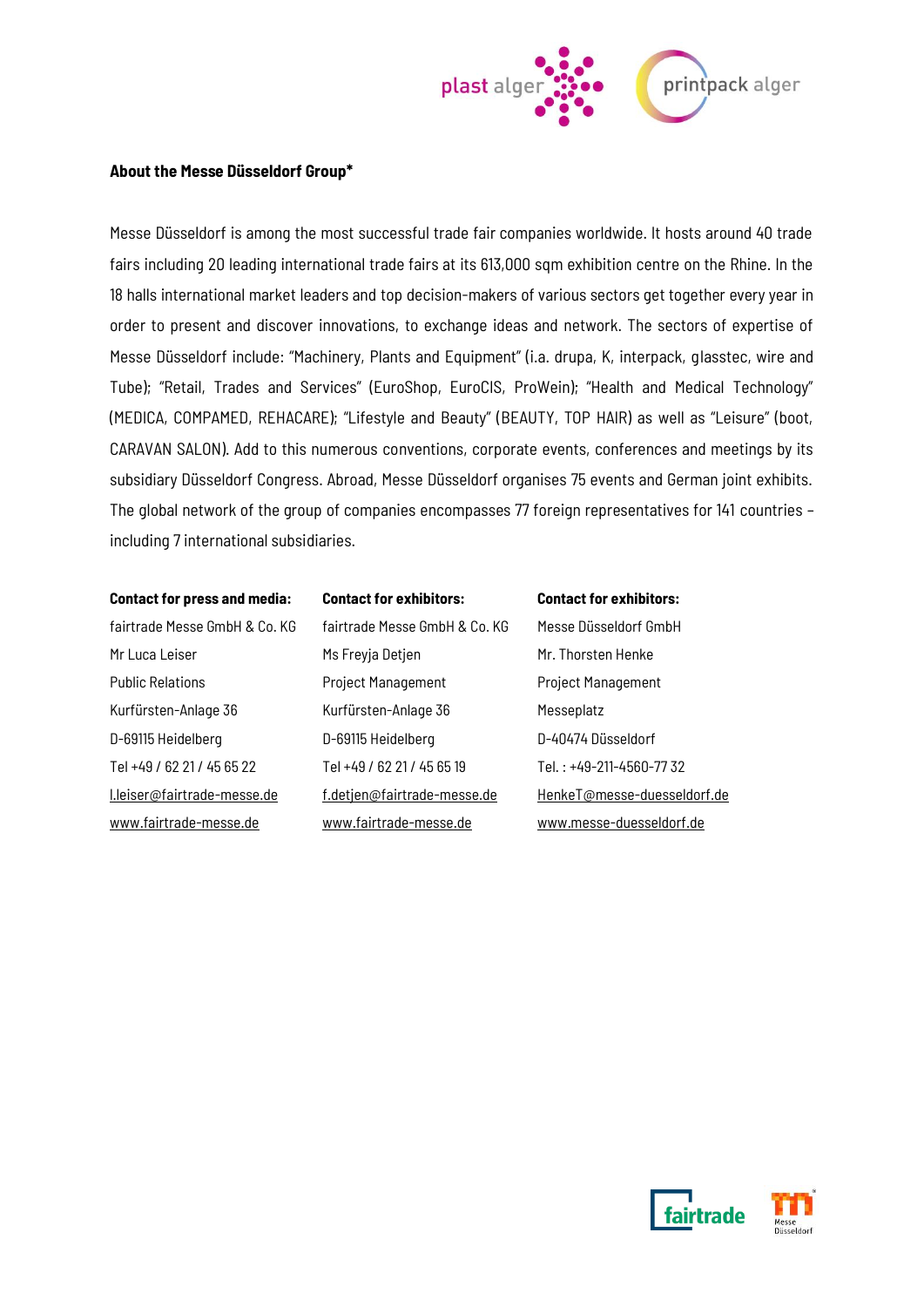**About the Messe Düsseldorf Group***

Messe Düsseldorf is among the most successful trade fair companies worldwide. It hosts around 40 trade fairs including 20 leading international trade fairs at its 613,000 sqm exhibition centre on the Rhine. In the 18 halls international market leaders and top decision-makers of various sectors get together every year in order to present and discover innovations, to exchange ideas and network. The sectors of expertise of Messe Düsseldorf include: "Machinery, Plants and Equipment" (i.a. drupa, K, interpack, glasstec, wire and Tube); "Retail, Trades and Services" (EuroShop, EuroCIS, ProWein); "Health and Medical Technology" (MEDICA, COMPAMED, REHACARE); "Lifestyle and Beauty" (BEAUTY, TOP HAIR) as well as "Leisure" (boot, CARAVAN SALON). Add to this numerous conventions, corporate events, conferences and meetings by its subsidiary Düsseldorf Congress. Abroad, Messe Düsseldorf organises 75 events and German joint exhibits. The global network of the group of companies encompasses 77 foreign representatives for 141 countries – including 7 international subsidiaries.

**Contact for press and media:**
fairtrade Messe GmbH & Co. KG
Mr Luca Leiser
Public Relations
Kurfürsten-Anlage 36
D-69115 Heidelberg
Tel +49 / 62 21 / 45 65 22
l.leiser@fairtrade-messe.de
www.fairtrade-messe.de

**Contact for exhibitors:**
fairtrade Messe GmbH & Co. KG
Ms Freyja Detjen
Project Management
Kurfürsten-Anlage 36
D-69115 Heidelberg
Tel +49 / 62 21 / 45 65 19
f.detjen@fairtrade-messe.de
www.fairtrade-messe.de

**Contact for exhibitors:**
Messe Düsseldorf GmbH
Mr. Thorsten Henke
Project Management
Messeplatz
D-40474 Düsseldorf
Tel. : +49-211-4560-77 32
HenkeT@messe-duesseldorf.de
www.messe-duesseldorf.de